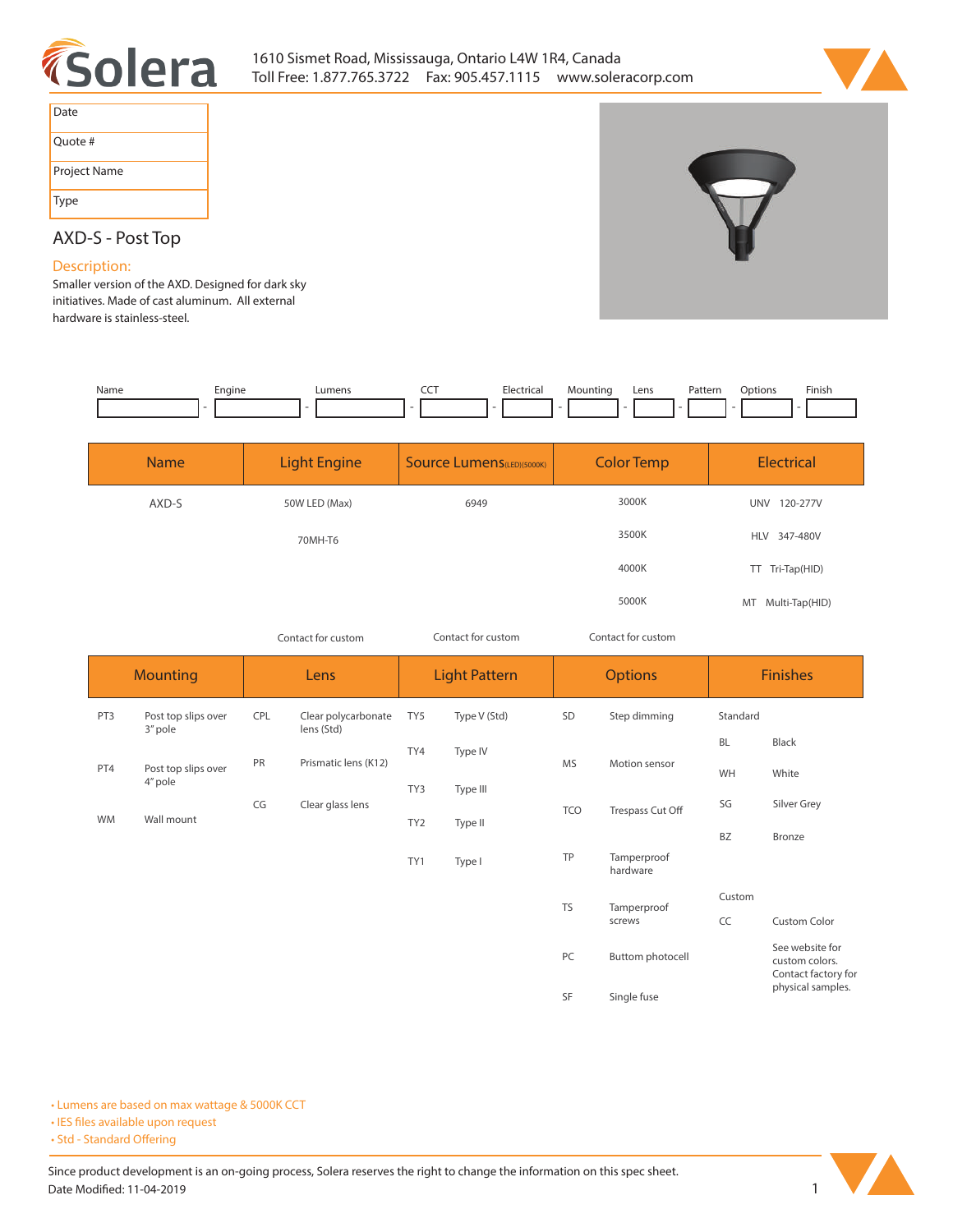1610 Sismet Road, Mississauga, Ontario L4W 1R4, Canada
Toll Free: 1.877.765.3722 Fax: 905.457.1115 www.soleracorp.com

| | |
|---|---|
| Date | |
| Quote # | |
| Project Name | |
| Type | |

## AXD-S - Post Top

### Description:

Smaller version of the AXD. Designed for dark sky initiatives. Made of cast aluminum. All external hardware is stainless-steel.

| Name | Engine | Lumens | CCT | Electrical | Mounting | Lens | Pattern | Options | Finish |
|---|---|---|---|---|---|---|---|---|---|
| | - | - | - | - | - | - | - | - | - |

| Name | Light Engine | Source Lumens(LED)(5000K) | Color Temp | Electrical |
|---|---|---|---|---|
| AXD-S | 50W LED (Max) | 6949 | 3000K | UNV 120-277V |
| | 70MH-T6 | | 3500K | HLV 347-480V |
| | | | 4000K | TT Tri-Tap(HID) |
| | | | 5000K | MT Multi-Tap(HID) |
| | Contact for custom | Contact for custom | Contact for custom | |

| Mounting | | Lens | | Light Pattern | | Options | | Finishes | |
|---|---|---|---|---|---|---|---|---|---|
| PT3 | Post top slips over 3" pole | CPL | Clear polycarbonate lens (Std) | TY5 | Type V (Std) | SD | Step dimming | Standard | |
| PT4 | Post top slips over 4" pole | PR | Prismatic lens (K12) | TY4 | Type IV | MS | Motion sensor | BL | Black |
| WM | Wall mount | CG | Clear glass lens | TY3 | Type III | TCO | Trespass Cut Off | WH | White |
| | | | | TY2 | Type II | TP | Tamperproof hardware | SG | Silver Grey |
| | | | | TY1 | Type I | TS | Tamperproof screws | BZ | Bronze |
| | | | | | | PC | Buttom photocell | Custom | |
| | | | | | | SF | Single fuse | CC | Custom Color |
| | | | | | | | | | See website for custom colors. Contact factory for physical samples. |

- Lumens are based on max wattage & 5000K CCT
- IES files available upon request
- Std - Standard Offering

Since product development is an on-going process, Solera reserves the right to change the information on this spec sheet.
Date Modified: 11-04-2019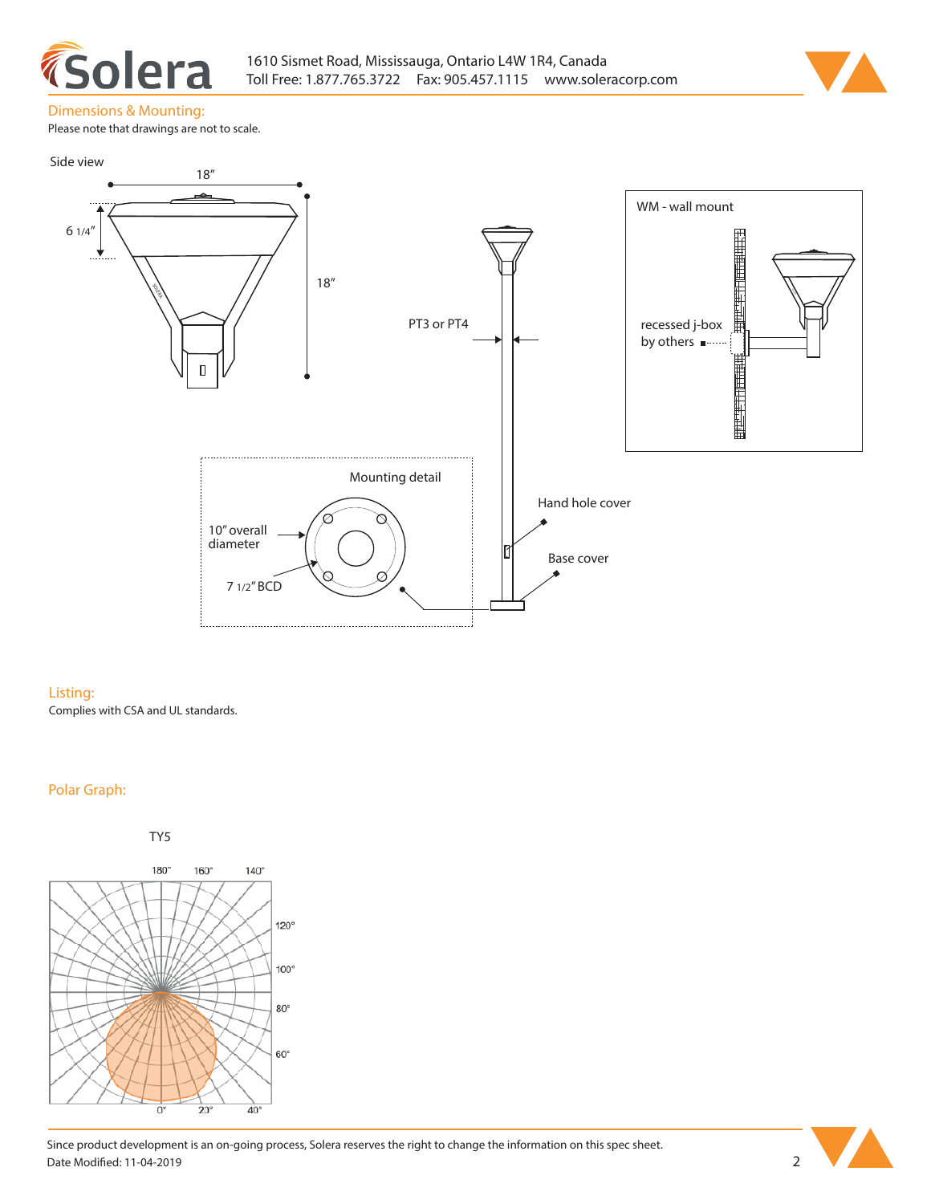1610 Sismet Road, Mississauga, Ontario L4W 1R4, Canada
Toll Free: 1.877.765.3722 Fax: 905.457.1115 www.soleracorp.com

## Dimensions & Mounting:

Please note that drawings are not to scale.

Side view

18"

6 1/4"

18"

PT3 or PT4

WM - wall mount

recessed j-box by others

Mounting detail

10" overall diameter

7 1/2" BCD

Hand hole cover

Base cover

## Listing:

Complies with CSA and UL standards.

## Polar Graph:

TY5

180° 160° 140°

120°

100°

80°

60°

0° 20° 40°

Since product development is an on-going process, Solera reserves the right to change the information on this spec sheet.
Date Modified: 11-04-2019